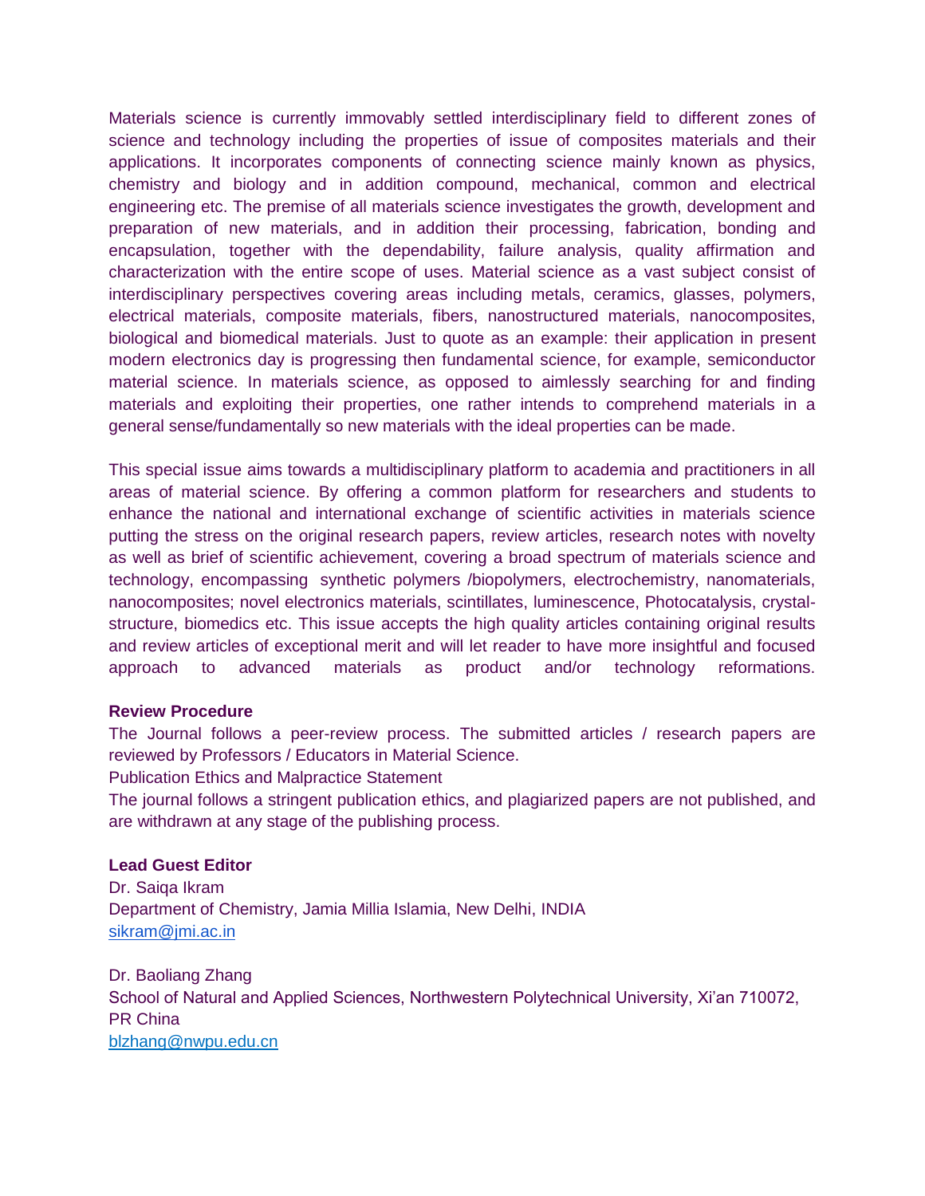Materials science is currently immovably settled interdisciplinary field to different zones of science and technology including the properties of issue of composites materials and their applications. It incorporates components of connecting science mainly known as physics, chemistry and biology and in addition compound, mechanical, common and electrical engineering etc. The premise of all materials science investigates the growth, development and preparation of new materials, and in addition their processing, fabrication, bonding and encapsulation, together with the dependability, failure analysis, quality affirmation and characterization with the entire scope of uses. Material science as a vast subject consist of interdisciplinary perspectives covering areas including metals, ceramics, glasses, polymers, electrical materials, composite materials, fibers, nanostructured materials, nanocomposites, biological and biomedical materials. Just to quote as an example: their application in present modern electronics day is progressing then fundamental science, for example, semiconductor material science. In materials science, as opposed to aimlessly searching for and finding materials and exploiting their properties, one rather intends to comprehend materials in a general sense/fundamentally so new materials with the ideal properties can be made.

This special issue aims towards a multidisciplinary platform to academia and practitioners in all areas of material science. By offering a common platform for researchers and students to enhance the national and international exchange of scientific activities in materials science putting the stress on the original research papers, review articles, research notes with novelty as well as brief of scientific achievement, covering a broad spectrum of materials science and technology, encompassing synthetic polymers /biopolymers, electrochemistry, nanomaterials, nanocomposites; novel electronics materials, scintillates, luminescence, Photocatalysis, crystal-structure, biomedics etc. This issue accepts the high quality articles containing original results and review articles of exceptional merit and will let reader to have more insightful and focused approach to advanced materials as product and/or technology reformations.

**Review Procedure**

The Journal follows a peer-review process. The submitted articles / research papers are reviewed by Professors / Educators in Material Science.

Publication Ethics and Malpractice Statement

The journal follows a stringent publication ethics, and plagiarized papers are not published, and are withdrawn at any stage of the publishing process.

**Lead Guest Editor**

Dr. Saiqa Ikram
Department of Chemistry, Jamia Millia Islamia, New Delhi, INDIA
sikram@jmi.ac.in

Dr. Baoliang Zhang
School of Natural and Applied Sciences, Northwestern Polytechnical University, Xi'an 710072, PR China
blzhang@nwpu.edu.cn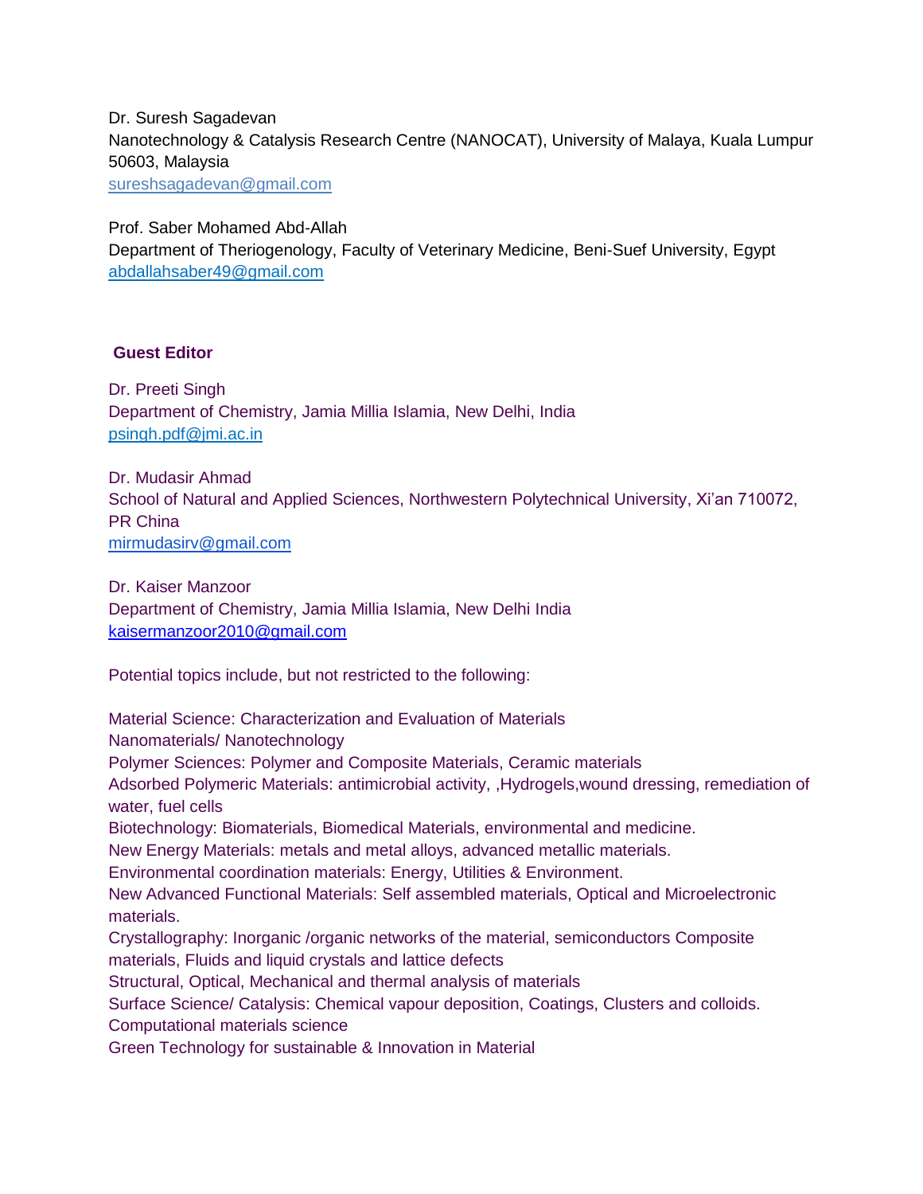Dr. Suresh Sagadevan
Nanotechnology & Catalysis Research Centre (NANOCAT), University of Malaya, Kuala Lumpur 50603, Malaysia
sureshsagadevan@gmail.com

Prof. Saber Mohamed Abd-Allah
Department of Theriogenology, Faculty of Veterinary Medicine, Beni-Suef University, Egypt
abdallahsaber49@gmail.com

## Guest Editor

Dr. Preeti Singh
Department of Chemistry, Jamia Millia Islamia, New Delhi, India
psingh.pdf@jmi.ac.in

Dr. Mudasir Ahmad
School of Natural and Applied Sciences, Northwestern Polytechnical University, Xi'an 710072, PR China
mirmudasirv@gmail.com

Dr. Kaiser Manzoor
Department of Chemistry, Jamia Millia Islamia, New Delhi India
kaisermanzoor2010@gmail.com

Potential topics include, but not restricted to the following:

Material Science: Characterization and Evaluation of Materials
Nanomaterials/ Nanotechnology
Polymer Sciences: Polymer and Composite Materials, Ceramic materials
Adsorbed Polymeric Materials: antimicrobial activity, ,Hydrogels,wound dressing, remediation of water, fuel cells
Biotechnology: Biomaterials, Biomedical Materials, environmental and medicine.
New Energy Materials: metals and metal alloys, advanced metallic materials.
Environmental coordination materials: Energy, Utilities & Environment.
New Advanced Functional Materials: Self assembled materials, Optical and Microelectronic materials.
Crystallography: Inorganic /organic networks of the material, semiconductors Composite materials, Fluids and liquid crystals and lattice defects
Structural, Optical, Mechanical and thermal analysis of materials
Surface Science/ Catalysis: Chemical vapour deposition, Coatings, Clusters and colloids.
Computational materials science
Green Technology for sustainable & Innovation in Material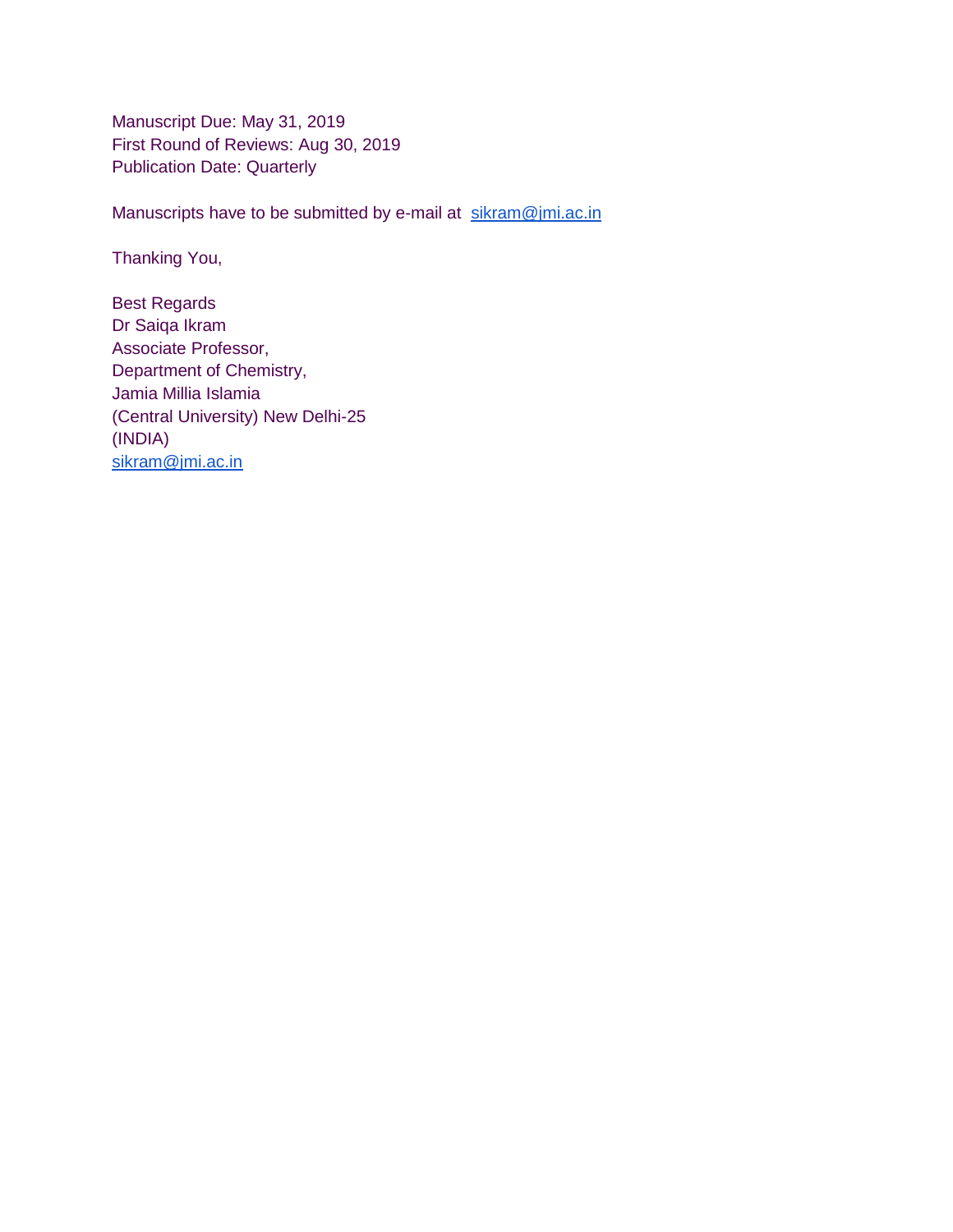Manuscript Due: May 31, 2019
First Round of Reviews: Aug 30, 2019
Publication Date: Quarterly

Manuscripts have to be submitted by e-mail at sikram@jmi.ac.in

Thanking You,

Best Regards
Dr Saiqa Ikram
Associate Professor,
Department of Chemistry,
Jamia Millia Islamia
(Central University) New Delhi-25
(INDIA)
sikram@jmi.ac.in